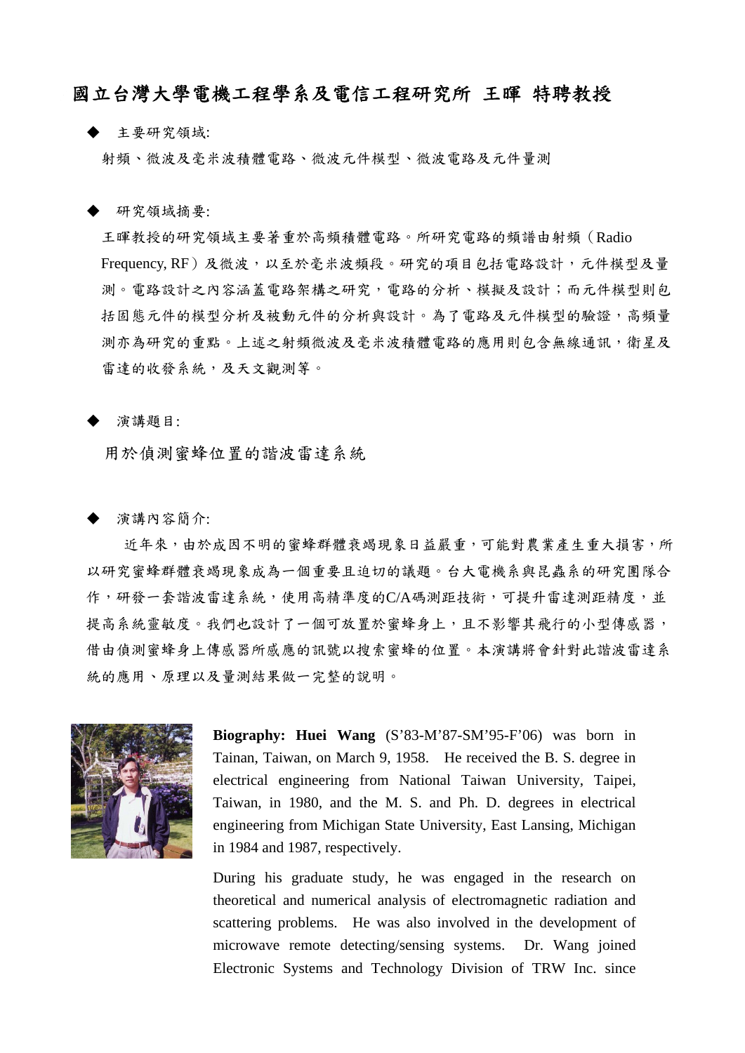# 國立台灣大學電機工程學系及電信工程研究所 王暉 特聘教授

◆ 主要研究領域:

射頻、微波及毫米波積體電路、微波元件模型、微波電路及元件量測

◆ 研究領域摘要:

王暉教授的研究領域主要著重於高頻積體電路。所研究電路的頻譜由射頻（Radio Frequency, RF）及微波，以至於毫米波頻段。研究的項目包括電路設計，元件模型及量測。電路設計之內容涵蓋電路架構之研究，電路的分析、模擬及設計；而元件模型則包括固態元件的模型分析及被動元件的分析與設計。為了電路及元件模型的驗證，高頻量測亦為研究的重點。上述之射頻微波及毫米波積體電路的應用則包含無線通訊，衛星及雷達的收發系統，及天文觀測等。

◆ 演講題目:

用於偵測蜜蜂位置的諧波雷達系統

◆ 演講內容簡介:

近年來，由於成因不明的蜜蜂群體衰竭現象日益嚴重，可能對農業產生重大損害，所以研究蜜蜂群體衰竭現象成為一個重要且迫切的議題。台大電機系與昆蟲系的研究團隊合作，研發一套諧波雷達系統，使用高精準度的C/A碼測距技術，可提升雷達測距精度，並提高系統靈敏度。我們也設計了一個可放置於蜜蜂身上，且不影響其飛行的小型傳感器，藉由偵測蜜蜂身上傳感器所感應的訊號以搜索蜜蜂的位置。本演講將會針對此諧波雷達系統的應用、原理以及量測結果做一完整的說明。

**Biography: Huei Wang** (S'83-M'87-SM'95-F'06) was born in Tainan, Taiwan, on March 9, 1958. He received the B. S. degree in electrical engineering from National Taiwan University, Taipei, Taiwan, in 1980, and the M. S. and Ph. D. degrees in electrical engineering from Michigan State University, East Lansing, Michigan in 1984 and 1987, respectively.

During his graduate study, he was engaged in the research on theoretical and numerical analysis of electromagnetic radiation and scattering problems. He was also involved in the development of microwave remote detecting/sensing systems. Dr. Wang joined Electronic Systems and Technology Division of TRW Inc. since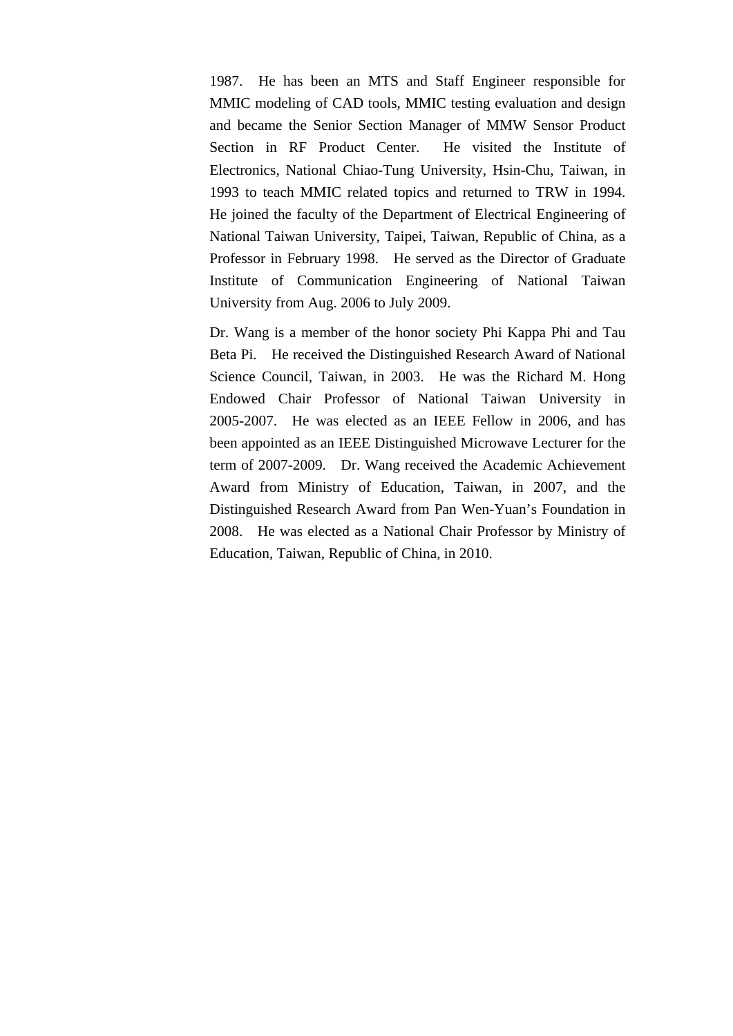1987. He has been an MTS and Staff Engineer responsible for MMIC modeling of CAD tools, MMIC testing evaluation and design and became the Senior Section Manager of MMW Sensor Product Section in RF Product Center. He visited the Institute of Electronics, National Chiao-Tung University, Hsin-Chu, Taiwan, in 1993 to teach MMIC related topics and returned to TRW in 1994. He joined the faculty of the Department of Electrical Engineering of National Taiwan University, Taipei, Taiwan, Republic of China, as a Professor in February 1998. He served as the Director of Graduate Institute of Communication Engineering of National Taiwan University from Aug. 2006 to July 2009.

Dr. Wang is a member of the honor society Phi Kappa Phi and Tau Beta Pi. He received the Distinguished Research Award of National Science Council, Taiwan, in 2003. He was the Richard M. Hong Endowed Chair Professor of National Taiwan University in 2005-2007. He was elected as an IEEE Fellow in 2006, and has been appointed as an IEEE Distinguished Microwave Lecturer for the term of 2007-2009. Dr. Wang received the Academic Achievement Award from Ministry of Education, Taiwan, in 2007, and the Distinguished Research Award from Pan Wen-Yuan's Foundation in 2008. He was elected as a National Chair Professor by Ministry of Education, Taiwan, Republic of China, in 2010.